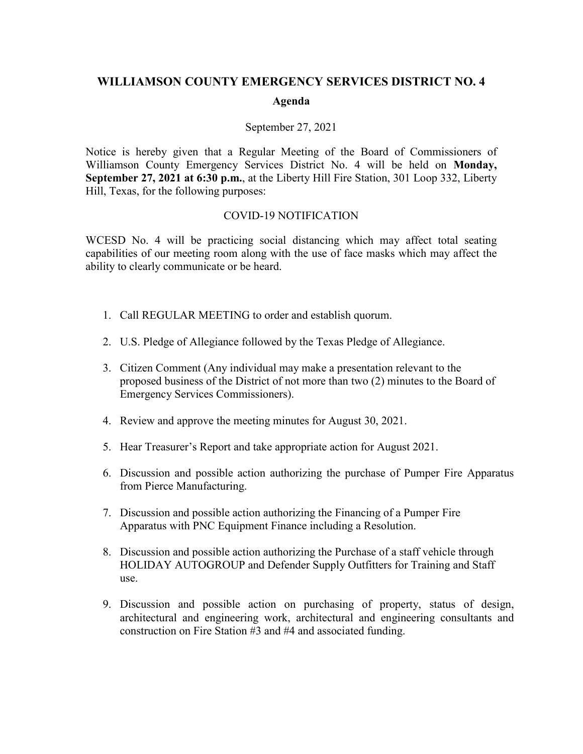# WILLIAMSON COUNTY EMERGENCY SERVICES DISTRICT NO. 4

## Agenda

September 27, 2021

Notice is hereby given that a Regular Meeting of the Board of Commissioners of Williamson County Emergency Services District No. 4 will be held on **Monday, September 27, 2021 at 6:30 p.m.**, at the Liberty Hill Fire Station, 301 Loop 332, Liberty Hill, Texas, for the following purposes:

COVID-19 NOTIFICATION

WCESD No. 4 will be practicing social distancing which may affect total seating capabilities of our meeting room along with the use of face masks which may affect the ability to clearly communicate or be heard.

1. Call REGULAR MEETING to order and establish quorum.
2. U.S. Pledge of Allegiance followed by the Texas Pledge of Allegiance.
3. Citizen Comment (Any individual may make a presentation relevant to the proposed business of the District of not more than two (2) minutes to the Board of Emergency Services Commissioners).
4. Review and approve the meeting minutes for August 30, 2021.
5. Hear Treasurer's Report and take appropriate action for August 2021.
6. Discussion and possible action authorizing the purchase of Pumper Fire Apparatus from Pierce Manufacturing.
7. Discussion and possible action authorizing the Financing of a Pumper Fire Apparatus with PNC Equipment Finance including a Resolution.
8. Discussion and possible action authorizing the Purchase of a staff vehicle through HOLIDAY AUTOGROUP and Defender Supply Outfitters for Training and Staff use.
9. Discussion and possible action on purchasing of property, status of design, architectural and engineering work, architectural and engineering consultants and construction on Fire Station #3 and #4 and associated funding.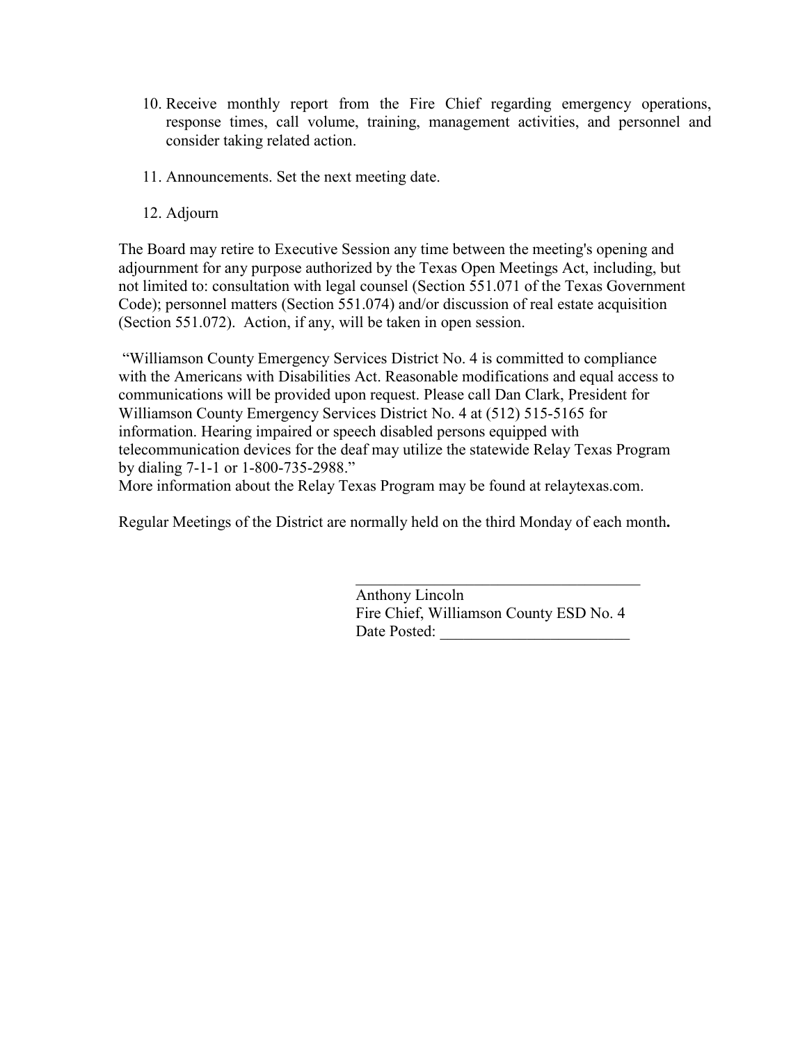10. Receive monthly report from the Fire Chief regarding emergency operations, response times, call volume, training, management activities, and personnel and consider taking related action.

11. Announcements. Set the next meeting date.

12. Adjourn

The Board may retire to Executive Session any time between the meeting's opening and adjournment for any purpose authorized by the Texas Open Meetings Act, including, but not limited to: consultation with legal counsel (Section 551.071 of the Texas Government Code); personnel matters (Section 551.074) and/or discussion of real estate acquisition (Section 551.072). Action, if any, will be taken in open session.

"Williamson County Emergency Services District No. 4 is committed to compliance with the Americans with Disabilities Act. Reasonable modifications and equal access to communications will be provided upon request. Please call Dan Clark, President for Williamson County Emergency Services District No. 4 at (512) 515-5165 for information. Hearing impaired or speech disabled persons equipped with telecommunication devices for the deaf may utilize the statewide Relay Texas Program by dialing 7-1-1 or 1-800-735-2988."
More information about the Relay Texas Program may be found at relaytexas.com.

Regular Meetings of the District are normally held on the third Monday of each month**.**

_____________________________________
Anthony Lincoln
Fire Chief, Williamson County ESD No. 4
Date Posted: ________________________